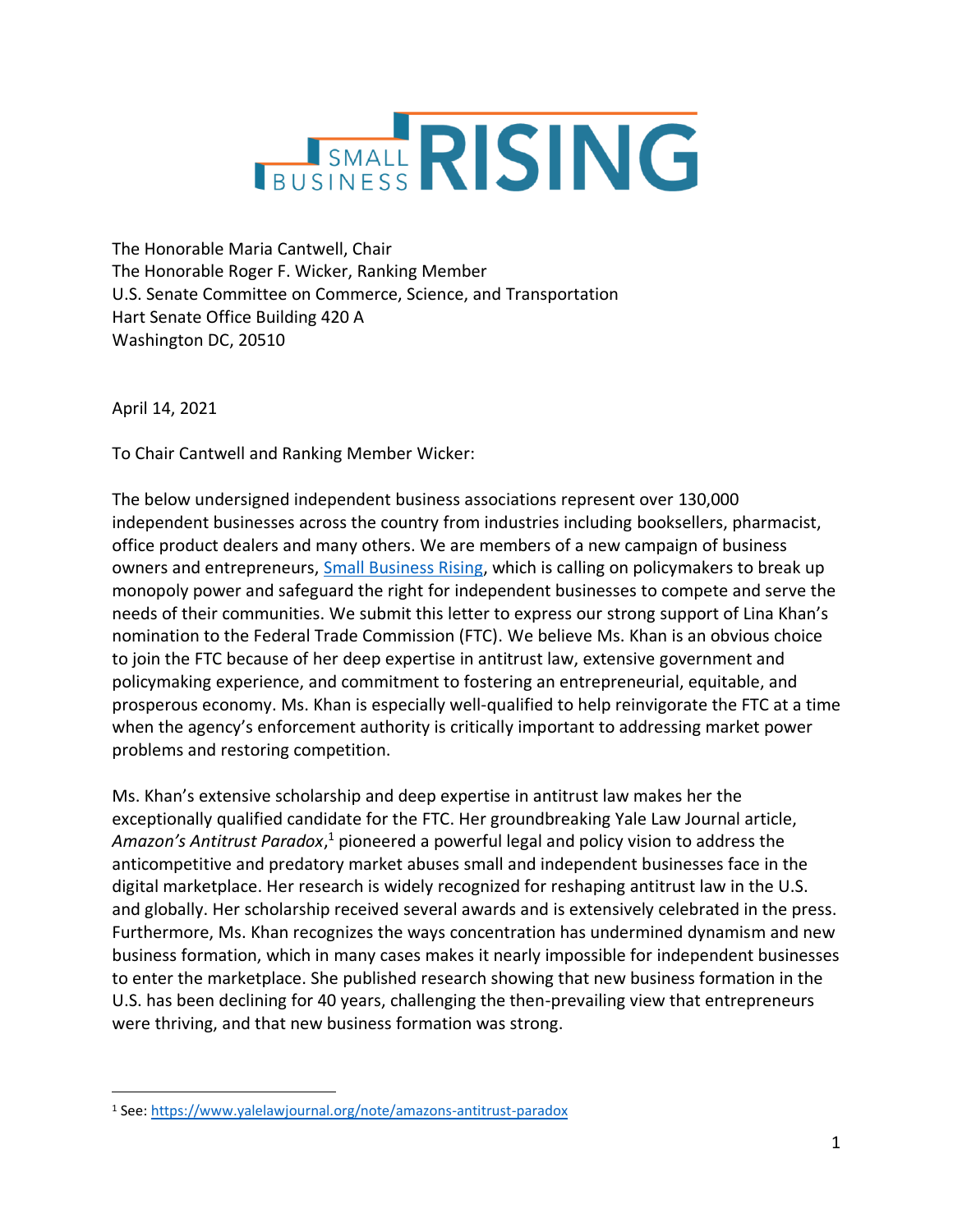# SMALL BUSINESS RISING

The Honorable Maria Cantwell, Chair
The Honorable Roger F. Wicker, Ranking Member
U.S. Senate Committee on Commerce, Science, and Transportation
Hart Senate Office Building 420 A
Washington DC, 20510

April 14, 2021

To Chair Cantwell and Ranking Member Wicker:

The below undersigned independent business associations represent over 130,000 independent businesses across the country from industries including booksellers, pharmacist, office product dealers and many others. We are members of a new campaign of business owners and entrepreneurs, [Small Business Rising](), which is calling on policymakers to break up monopoly power and safeguard the right for independent businesses to compete and serve the needs of their communities. We submit this letter to express our strong support of Lina Khan's nomination to the Federal Trade Commission (FTC). We believe Ms. Khan is an obvious choice to join the FTC because of her deep expertise in antitrust law, extensive government and policymaking experience, and commitment to fostering an entrepreneurial, equitable, and prosperous economy. Ms. Khan is especially well-qualified to help reinvigorate the FTC at a time when the agency's enforcement authority is critically important to addressing market power problems and restoring competition.

Ms. Khan's extensive scholarship and deep expertise in antitrust law makes her the exceptionally qualified candidate for the FTC. Her groundbreaking Yale Law Journal article, *Amazon's Antitrust Paradox*,[1] pioneered a powerful legal and policy vision to address the anticompetitive and predatory market abuses small and independent businesses face in the digital marketplace. Her research is widely recognized for reshaping antitrust law in the U.S. and globally. Her scholarship received several awards and is extensively celebrated in the press. Furthermore, Ms. Khan recognizes the ways concentration has undermined dynamism and new business formation, which in many cases makes it nearly impossible for independent businesses to enter the marketplace. She published research showing that new business formation in the U.S. has been declining for 40 years, challenging the then-prevailing view that entrepreneurs were thriving, and that new business formation was strong.

---

[1] See: https://www.yalelawjournal.org/note/amazons-antitrust-paradox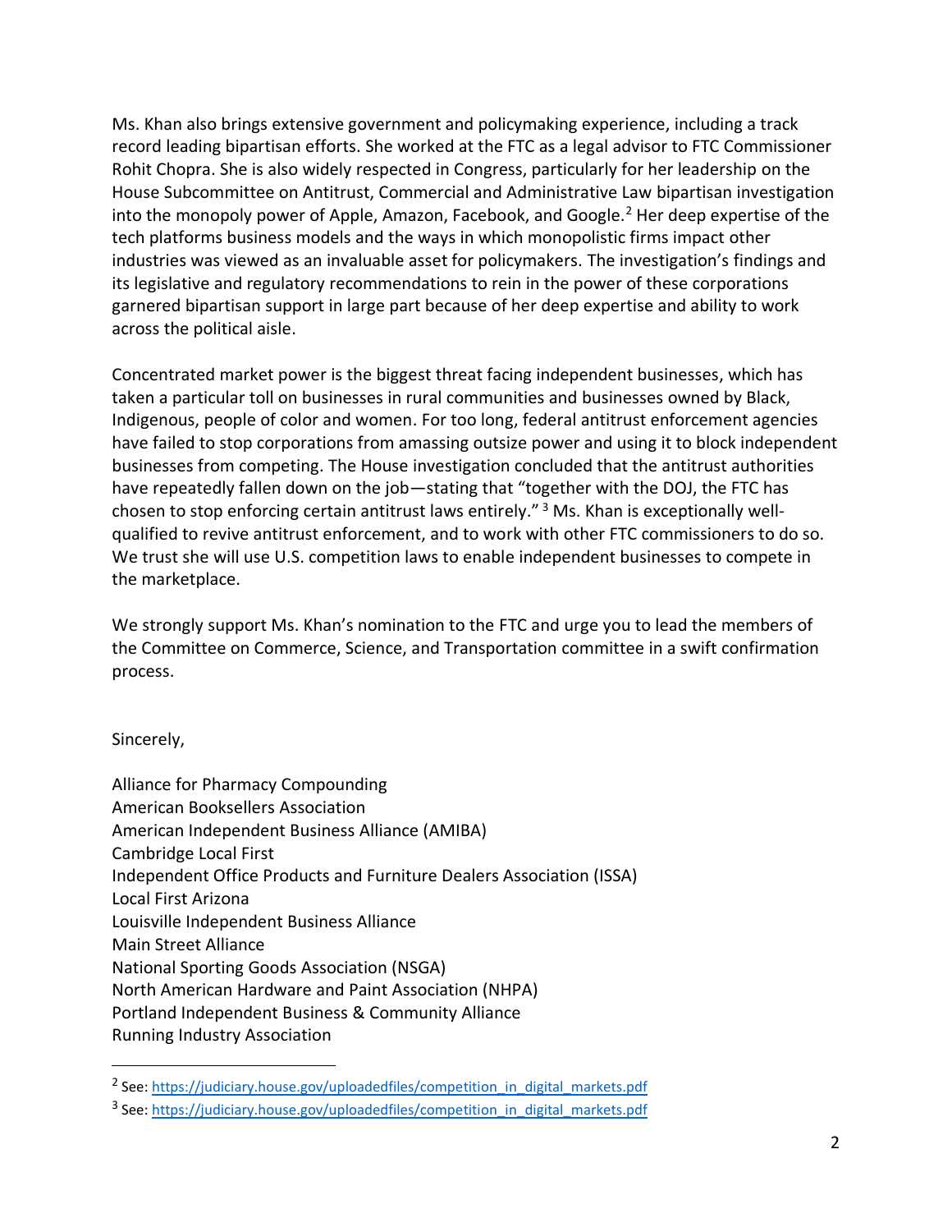Ms. Khan also brings extensive government and policymaking experience, including a track record leading bipartisan efforts. She worked at the FTC as a legal advisor to FTC Commissioner Rohit Chopra. She is also widely respected in Congress, particularly for her leadership on the House Subcommittee on Antitrust, Commercial and Administrative Law bipartisan investigation into the monopoly power of Apple, Amazon, Facebook, and Google.[2] Her deep expertise of the tech platforms business models and the ways in which monopolistic firms impact other industries was viewed as an invaluable asset for policymakers. The investigation's findings and its legislative and regulatory recommendations to rein in the power of these corporations garnered bipartisan support in large part because of her deep expertise and ability to work across the political aisle.

Concentrated market power is the biggest threat facing independent businesses, which has taken a particular toll on businesses in rural communities and businesses owned by Black, Indigenous, people of color and women. For too long, federal antitrust enforcement agencies have failed to stop corporations from amassing outsize power and using it to block independent businesses from competing. The House investigation concluded that the antitrust authorities have repeatedly fallen down on the job—stating that "together with the DOJ, the FTC has chosen to stop enforcing certain antitrust laws entirely."[3] Ms. Khan is exceptionally well-qualified to revive antitrust enforcement, and to work with other FTC commissioners to do so. We trust she will use U.S. competition laws to enable independent businesses to compete in the marketplace.

We strongly support Ms. Khan's nomination to the FTC and urge you to lead the members of the Committee on Commerce, Science, and Transportation committee in a swift confirmation process.

Sincerely,

Alliance for Pharmacy Compounding
American Booksellers Association
American Independent Business Alliance (AMIBA)
Cambridge Local First
Independent Office Products and Furniture Dealers Association (ISSA)
Local First Arizona
Louisville Independent Business Alliance
Main Street Alliance
National Sporting Goods Association (NSGA)
North American Hardware and Paint Association (NHPA)
Portland Independent Business & Community Alliance
Running Industry Association

---

[2] See: https://judiciary.house.gov/uploadedfiles/competition_in_digital_markets.pdf

[3] See: https://judiciary.house.gov/uploadedfiles/competition_in_digital_markets.pdf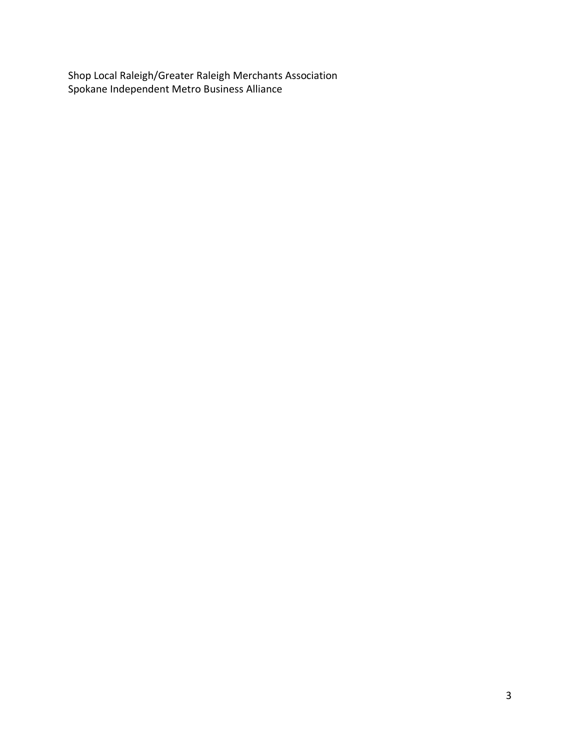Shop Local Raleigh/Greater Raleigh Merchants Association
Spokane Independent Metro Business Alliance